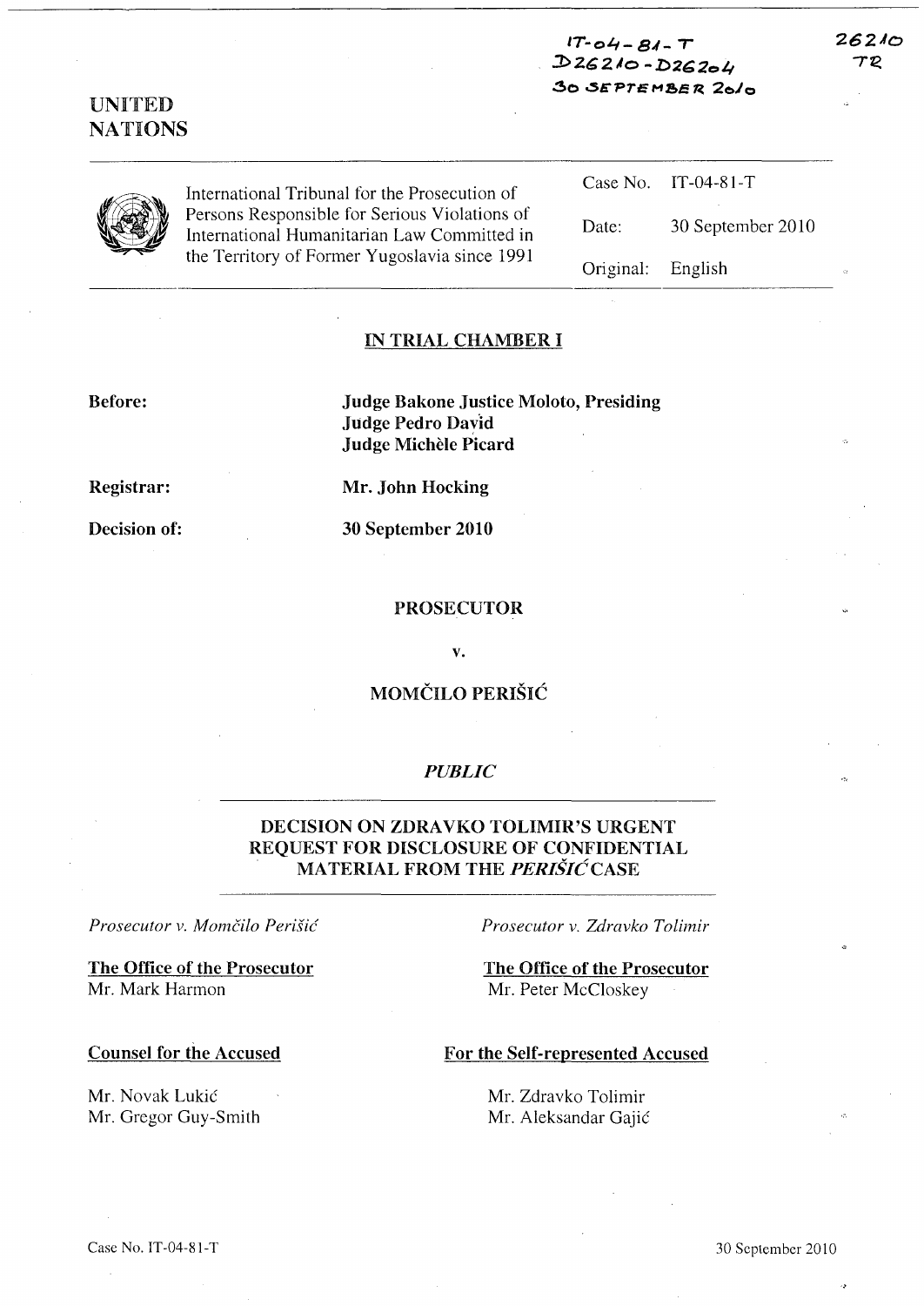IT-04-81-T
D26210 - D26204
30 SEPTEMBER 2010

26210
TR

UNITED
NATIONS

International Tribunal for the Prosecution of Persons Responsible for Serious Violations of International Humanitarian Law Committed in the Territory of Former Yugoslavia since 1991

| | |
|---|---|
| Case No. | IT-04-81-T |
| Date: | 30 September 2010 |
| Original: | English |

## IN TRIAL CHAMBER I

**Before:** **Judge Bakone Justice Moloto, Presiding**
**Judge Pedro David**
**Judge Michèle Picard**

**Registrar:** **Mr. John Hocking**

**Decision of:** **30 September 2010**

**PROSECUTOR**

**v.**

**MOMČILO PERIŠIĆ**

***PUBLIC***

## DECISION ON ZDRAVKO TOLIMIR'S URGENT REQUEST FOR DISCLOSURE OF CONFIDENTIAL MATERIAL FROM THE *PERIŠIĆ* CASE

*Prosecutor v. Momčilo Perišić*

**The Office of the Prosecutor**
Mr. Mark Harmon

**Counsel for the Accused**

Mr. Novak Lukić
Mr. Gregor Guy-Smith

*Prosecutor v. Zdravko Tolimir*

**The Office of the Prosecutor**
Mr. Peter McCloskey

**For the Self-represented Accused**

Mr. Zdravko Tolimir
Mr. Aleksandar Gajić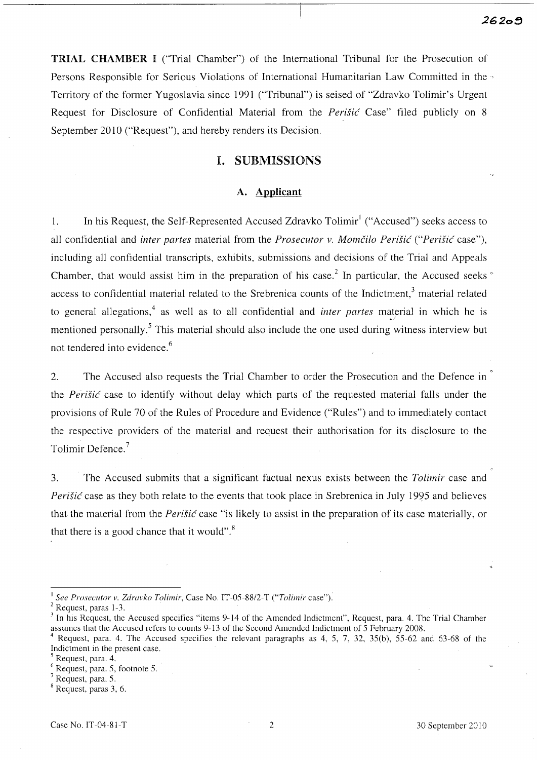**TRIAL CHAMBER I** ("Trial Chamber") of the International Tribunal for the Prosecution of Persons Responsible for Serious Violations of International Humanitarian Law Committed in the Territory of the former Yugoslavia since 1991 ("Tribunal") is seised of "Zdravko Tolimir's Urgent Request for Disclosure of Confidential Material from the *Perišić* Case" filed publicly on 8 September 2010 ("Request"), and hereby renders its Decision.

## I. SUBMISSIONS

### A. Applicant

1. In his Request, the Self-Represented Accused Zdravko Tolimir[1] ("Accused") seeks access to all confidential and *inter partes* material from the *Prosecutor v. Momčilo Perišić* ("*Perišić* case"), including all confidential transcripts, exhibits, submissions and decisions of the Trial and Appeals Chamber, that would assist him in the preparation of his case.[2] In particular, the Accused seeks access to confidential material related to the Srebrenica counts of the Indictment,[3] material related to general allegations,[4] as well as to all confidential and *inter partes* material in which he is mentioned personally.[5] This material should also include the one used during witness interview but not tendered into evidence.[6]

2. The Accused also requests the Trial Chamber to order the Prosecution and the Defence in the *Perišić* case to identify without delay which parts of the requested material falls under the provisions of Rule 70 of the Rules of Procedure and Evidence ("Rules") and to immediately contact the respective providers of the material and request their authorisation for its disclosure to the Tolimir Defence.[7]

3. The Accused submits that a significant factual nexus exists between the *Tolimir* case and *Perišić* case as they both relate to the events that took place in Srebrenica in July 1995 and believes that the material from the *Perišić* case "is likely to assist in the preparation of its case materially, or that there is a good chance that it would".[8]

---

[1] *See Prosecutor v. Zdravko Tolimir*, Case No. IT-05-88/2-T ("*Tolimir* case").

[2] Request, paras 1-3.

[3] In his Request, the Accused specifies "items 9-14 of the Amended Indictment", Request, para. 4. The Trial Chamber assumes that the Accused refers to counts 9-13 of the Second Amended Indictment of 5 February 2008.

[4] Request, para. 4. The Accused specifies the relevant paragraphs as 4, 5, 7, 32, 35(b), 55-62 and 63-68 of the Indictment in the present case.

[5] Request, para. 4.

[6] Request, para. 5, footnote 5.

[7] Request, para. 5.

[8] Request, paras 3, 6.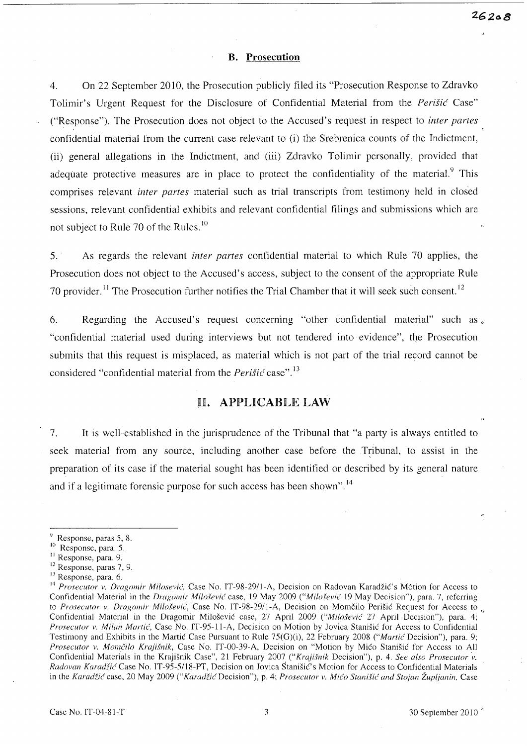### B. Prosecution

4. On 22 September 2010, the Prosecution publicly filed its "Prosecution Response to Zdravko Tolimir's Urgent Request for the Disclosure of Confidential Material from the *Perišić* Case" ("Response"). The Prosecution does not object to the Accused's request in respect to *inter partes* confidential material from the current case relevant to (i) the Srebrenica counts of the Indictment, (ii) general allegations in the Indictment, and (iii) Zdravko Tolimir personally, provided that adequate protective measures are in place to protect the confidentiality of the material.[9] This comprises relevant *inter partes* material such as trial transcripts from testimony held in closed sessions, relevant confidential exhibits and relevant confidential filings and submissions which are not subject to Rule 70 of the Rules.[10]

5. As regards the relevant *inter partes* confidential material to which Rule 70 applies, the Prosecution does not object to the Accused's access, subject to the consent of the appropriate Rule 70 provider.[11] The Prosecution further notifies the Trial Chamber that it will seek such consent.[12]

6. Regarding the Accused's request concerning "other confidential material" such as "confidential material used during interviews but not tendered into evidence", the Prosecution submits that this request is misplaced, as material which is not part of the trial record cannot be considered "confidential material from the *Perišić* case".[13]

## II. APPLICABLE LAW

7. It is well-established in the jurisprudence of the Tribunal that "a party is always entitled to seek material from any source, including another case before the Tribunal, to assist in the preparation of its case if the material sought has been identified or described by its general nature and if a legitimate forensic purpose for such access has been shown".[14]

---

[9] Response, paras 5, 8.

[10] Response, para. 5.

[11] Response, para. 9.

[12] Response, paras 7, 9.

[13] Response, para. 6.

[14] *Prosecutor v. Dragomir Milosević*, Case No. IT-98-29/1-A, Decision on Radovan Karadžić's Motion for Access to Confidential Material in the *Dragomir Milošević* case, 19 May 2009 ("*Milošević* 19 May Decision"), para. 7, referring to *Prosecutor v. Dragomir Milošević*, Case No. IT-98-29/1-A, Decision on Momčilo Perišić Request for Access to Confidential Material in the Dragomir Milošević case, 27 April 2009 ("*Milošević* 27 April Decision"), para. 4; *Prosecutor v. Milan Martić*, Case No. IT-95-11-A, Decision on Motion by Jovica Stanišić for Access to Confidential Testimony and Exhibits in the Martić Case Pursuant to Rule 75(G)(i), 22 February 2008 ("*Martić* Decision"), para. 9; *Prosecutor v. Momčilo Krajišnik*, Case No. IT-00-39-A, Decision on "Motion by Mićo Stanišić for Access to All Confidential Materials in the Krajišnik Case", 21 February 2007 ("*Krajišnik* Decision"), p. 4. *See also Prosecutor v. Radovan Karadžić* Case No. IT-95-5/18-PT, Decision on Jovica Stanišić's Motion for Access to Confidential Materials in the *Karadžić* case, 20 May 2009 ("*Karadžić* Decision"), p. 4; *Prosecutor v. Mićo Stanišić and Stojan Župljanin*, Case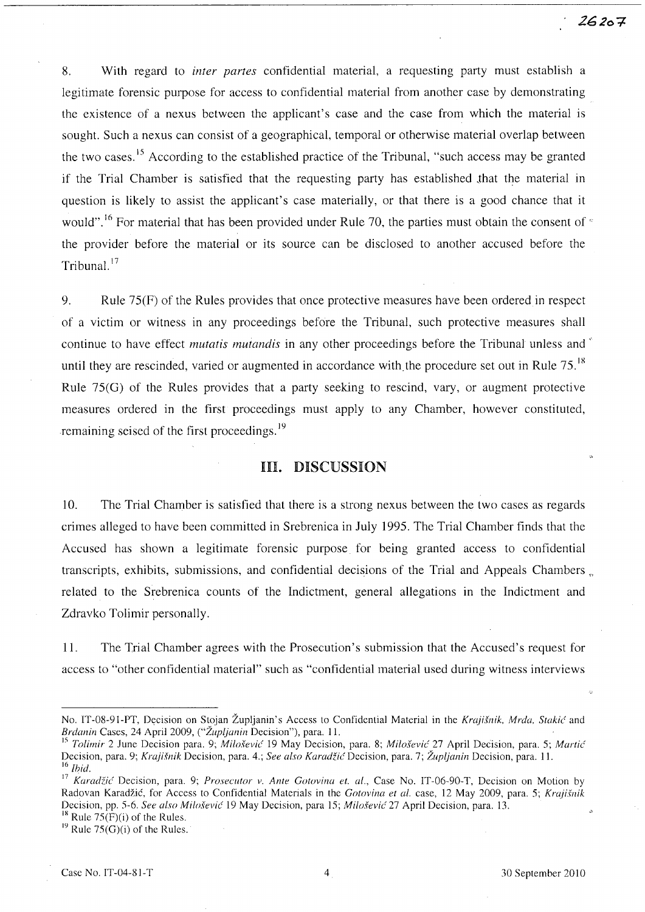8. With regard to *inter partes* confidential material, a requesting party must establish a legitimate forensic purpose for access to confidential material from another case by demonstrating the existence of a nexus between the applicant's case and the case from which the material is sought. Such a nexus can consist of a geographical, temporal or otherwise material overlap between the two cases.[15] According to the established practice of the Tribunal, "such access may be granted if the Trial Chamber is satisfied that the requesting party has established that the material in question is likely to assist the applicant's case materially, or that there is a good chance that it would".[16] For material that has been provided under Rule 70, the parties must obtain the consent of the provider before the material or its source can be disclosed to another accused before the Tribunal.[17]

9. Rule 75(F) of the Rules provides that once protective measures have been ordered in respect of a victim or witness in any proceedings before the Tribunal, such protective measures shall continue to have effect *mutatis mutandis* in any other proceedings before the Tribunal unless and until they are rescinded, varied or augmented in accordance with the procedure set out in Rule 75.[18] Rule 75(G) of the Rules provides that a party seeking to rescind, vary, or augment protective measures ordered in the first proceedings must apply to any Chamber, however constituted, remaining seised of the first proceedings.[19]

## III. DISCUSSION

10. The Trial Chamber is satisfied that there is a strong nexus between the two cases as regards crimes alleged to have been committed in Srebrenica in July 1995. The Trial Chamber finds that the Accused has shown a legitimate forensic purpose for being granted access to confidential transcripts, exhibits, submissions, and confidential decisions of the Trial and Appeals Chambers related to the Srebrenica counts of the Indictment, general allegations in the Indictment and Zdravko Tolimir personally.

11. The Trial Chamber agrees with the Prosecution's submission that the Accused's request for access to "other confidential material" such as "confidential material used during witness interviews

---

No. IT-08-91-PT, Decision on Stojan Župljanin's Access to Confidential Material in the *Krajišnik, Mrđa, Stakić* and *Brđanin* Cases, 24 April 2009, ("*Župljanin* Decision"), para. 11.

[15] *Tolimir* 2 June Decision para. 9; *Milošević* 19 May Decision, para. 8; *Milošević* 27 April Decision, para. 5; *Martić* Decision, para. 9; *Krajišnik* Decision, para. 4.; *See also Karadžić* Decision, para. 7; *Župljanin* Decision, para. 11.

[16] *Ibid.*

[17] *Karadžić* Decision, para. 9; *Prosecutor v. Ante Gotovina et. al.*, Case No. IT-06-90-T, Decision on Motion by Radovan Karadžić, for Access to Confidential Materials in the *Gotovina et al.* case, 12 May 2009, para. 5; *Krajišnik* Decision, pp. 5-6. *See also Milošević* 19 May Decision, para 15; *Milošević* 27 April Decision, para. 13.

[18] Rule 75(F)(i) of the Rules.

[19] Rule 75(G)(i) of the Rules.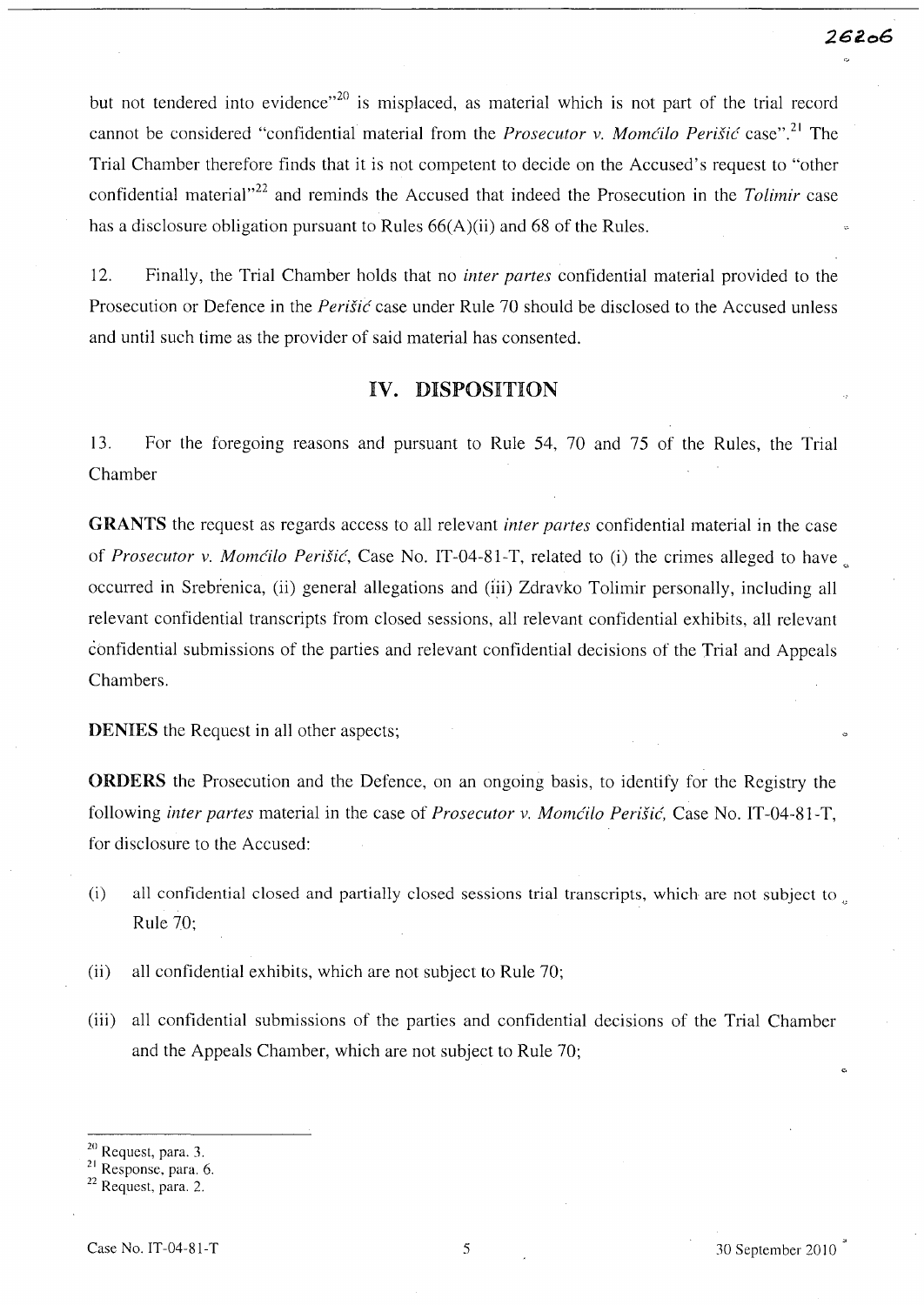but not tendered into evidence"[20] is misplaced, as material which is not part of the trial record cannot be considered "confidential material from the *Prosecutor v. Momčilo Perišić* case".[21] The Trial Chamber therefore finds that it is not competent to decide on the Accused's request to "other confidential material"[22] and reminds the Accused that indeed the Prosecution in the *Tolimir* case has a disclosure obligation pursuant to Rules 66(A)(ii) and 68 of the Rules.

12. Finally, the Trial Chamber holds that no *inter partes* confidential material provided to the Prosecution or Defence in the *Perišić* case under Rule 70 should be disclosed to the Accused unless and until such time as the provider of said material has consented.

## IV. DISPOSITION

13. For the foregoing reasons and pursuant to Rule 54, 70 and 75 of the Rules, the Trial Chamber

**GRANTS** the request as regards access to all relevant *inter partes* confidential material in the case of *Prosecutor v. Momčilo Perišić*, Case No. IT-04-81-T, related to (i) the crimes alleged to have occurred in Srebrenica, (ii) general allegations and (iii) Zdravko Tolimir personally, including all relevant confidential transcripts from closed sessions, all relevant confidential exhibits, all relevant confidential submissions of the parties and relevant confidential decisions of the Trial and Appeals Chambers.

**DENIES** the Request in all other aspects;

**ORDERS** the Prosecution and the Defence, on an ongoing basis, to identify for the Registry the following *inter partes* material in the case of *Prosecutor v. Momčilo Perišić*, Case No. IT-04-81-T, for disclosure to the Accused:

(i) all confidential closed and partially closed sessions trial transcripts, which are not subject to Rule 70;

(ii) all confidential exhibits, which are not subject to Rule 70;

(iii) all confidential submissions of the parties and confidential decisions of the Trial Chamber and the Appeals Chamber, which are not subject to Rule 70;

---

[20] Request, para. 3.

[21] Response, para. 6.

[22] Request, para. 2.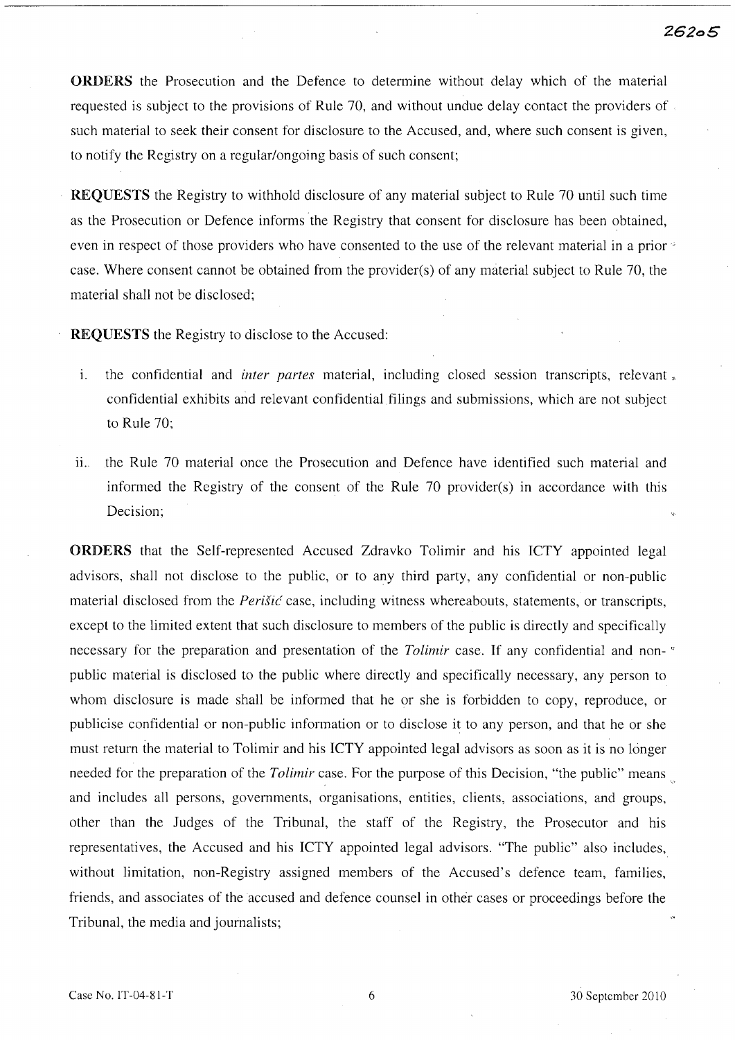**ORDERS** the Prosecution and the Defence to determine without delay which of the material requested is subject to the provisions of Rule 70, and without undue delay contact the providers of such material to seek their consent for disclosure to the Accused, and, where such consent is given, to notify the Registry on a regular/ongoing basis of such consent;

**REQUESTS** the Registry to withhold disclosure of any material subject to Rule 70 until such time as the Prosecution or Defence informs the Registry that consent for disclosure has been obtained, even in respect of those providers who have consented to the use of the relevant material in a prior case. Where consent cannot be obtained from the provider(s) of any material subject to Rule 70, the material shall not be disclosed;

**REQUESTS** the Registry to disclose to the Accused:

i. the confidential and *inter partes* material, including closed session transcripts, relevant confidential exhibits and relevant confidential filings and submissions, which are not subject to Rule 70;

ii. the Rule 70 material once the Prosecution and Defence have identified such material and informed the Registry of the consent of the Rule 70 provider(s) in accordance with this Decision;

**ORDERS** that the Self-represented Accused Zdravko Tolimir and his ICTY appointed legal advisors, shall not disclose to the public, or to any third party, any confidential or non-public material disclosed from the *Perišić* case, including witness whereabouts, statements, or transcripts, except to the limited extent that such disclosure to members of the public is directly and specifically necessary for the preparation and presentation of the *Tolimir* case. If any confidential and non-public material is disclosed to the public where directly and specifically necessary, any person to whom disclosure is made shall be informed that he or she is forbidden to copy, reproduce, or publicise confidential or non-public information or to disclose it to any person, and that he or she must return the material to Tolimir and his ICTY appointed legal advisors as soon as it is no longer needed for the preparation of the *Tolimir* case. For the purpose of this Decision, "the public" means and includes all persons, governments, organisations, entities, clients, associations, and groups, other than the Judges of the Tribunal, the staff of the Registry, the Prosecutor and his representatives, the Accused and his ICTY appointed legal advisors. "The public" also includes, without limitation, non-Registry assigned members of the Accused's defence team, families, friends, and associates of the accused and defence counsel in other cases or proceedings before the Tribunal, the media and journalists;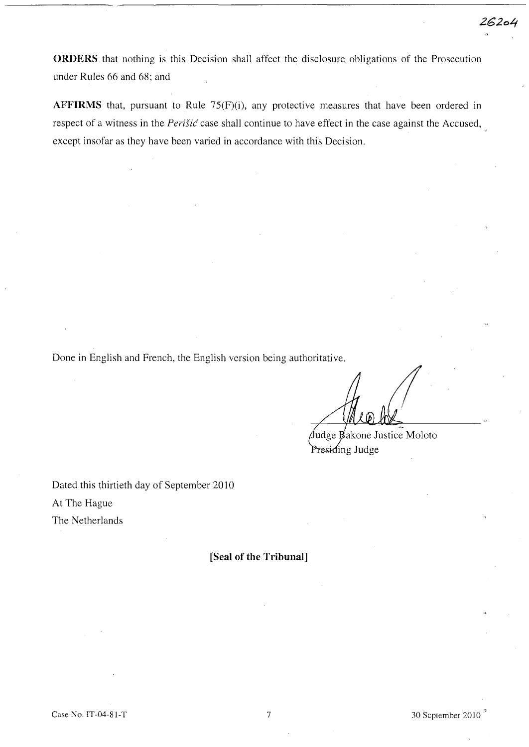**ORDERS** that nothing is this Decision shall affect the disclosure obligations of the Prosecution under Rules 66 and 68; and

**AFFIRMS** that, pursuant to Rule 75(F)(i), any protective measures that have been ordered in respect of a witness in the *Perišić* case shall continue to have effect in the case against the Accused, except insofar as they have been varied in accordance with this Decision.

Done in English and French, the English version being authoritative.

Judge Bakone Justice Moloto
Presiding Judge

Dated this thirtieth day of September 2010
At The Hague
The Netherlands

**[Seal of the Tribunal]**